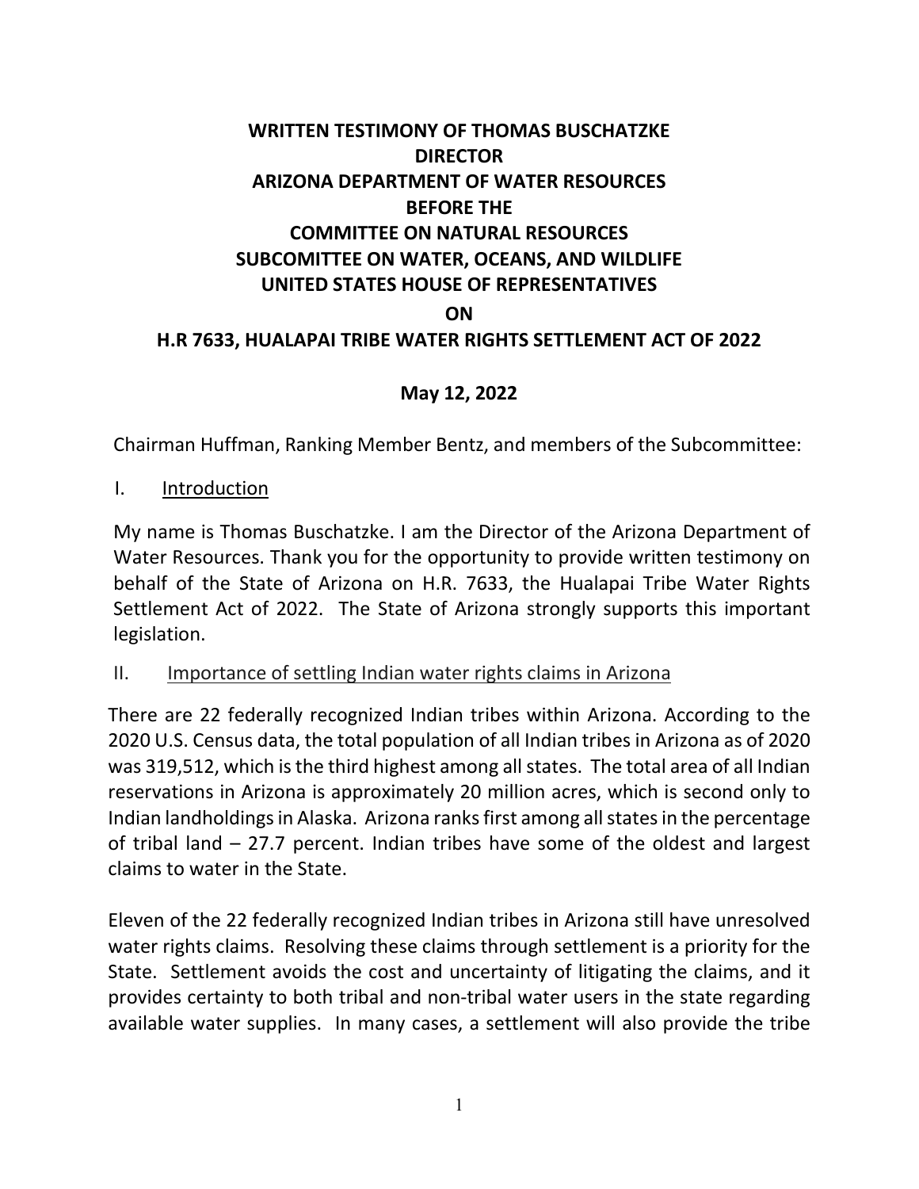# WRITTEN TESTIMONY OF THOMAS BUSCHATZKE
# DIRECTOR
# ARIZONA DEPARTMENT OF WATER RESOURCES
# BEFORE THE
# COMMITTEE ON NATURAL RESOURCES
# SUBCOMITTEE ON WATER, OCEANS, AND WILDLIFE
# UNITED STATES HOUSE OF REPRESENTATIVES
# ON
# H.R 7633, HUALAPAI TRIBE WATER RIGHTS SETTLEMENT ACT OF 2022

**May 12, 2022**

Chairman Huffman, Ranking Member Bentz, and members of the Subcommittee:

## I. Introduction

My name is Thomas Buschatzke. I am the Director of the Arizona Department of Water Resources. Thank you for the opportunity to provide written testimony on behalf of the State of Arizona on H.R. 7633, the Hualapai Tribe Water Rights Settlement Act of 2022. The State of Arizona strongly supports this important legislation.

## II. Importance of settling Indian water rights claims in Arizona

There are 22 federally recognized Indian tribes within Arizona. According to the 2020 U.S. Census data, the total population of all Indian tribes in Arizona as of 2020 was 319,512, which is the third highest among all states. The total area of all Indian reservations in Arizona is approximately 20 million acres, which is second only to Indian landholdings in Alaska. Arizona ranks first among all states in the percentage of tribal land – 27.7 percent. Indian tribes have some of the oldest and largest claims to water in the State.

Eleven of the 22 federally recognized Indian tribes in Arizona still have unresolved water rights claims. Resolving these claims through settlement is a priority for the State. Settlement avoids the cost and uncertainty of litigating the claims, and it provides certainty to both tribal and non-tribal water users in the state regarding available water supplies. In many cases, a settlement will also provide the tribe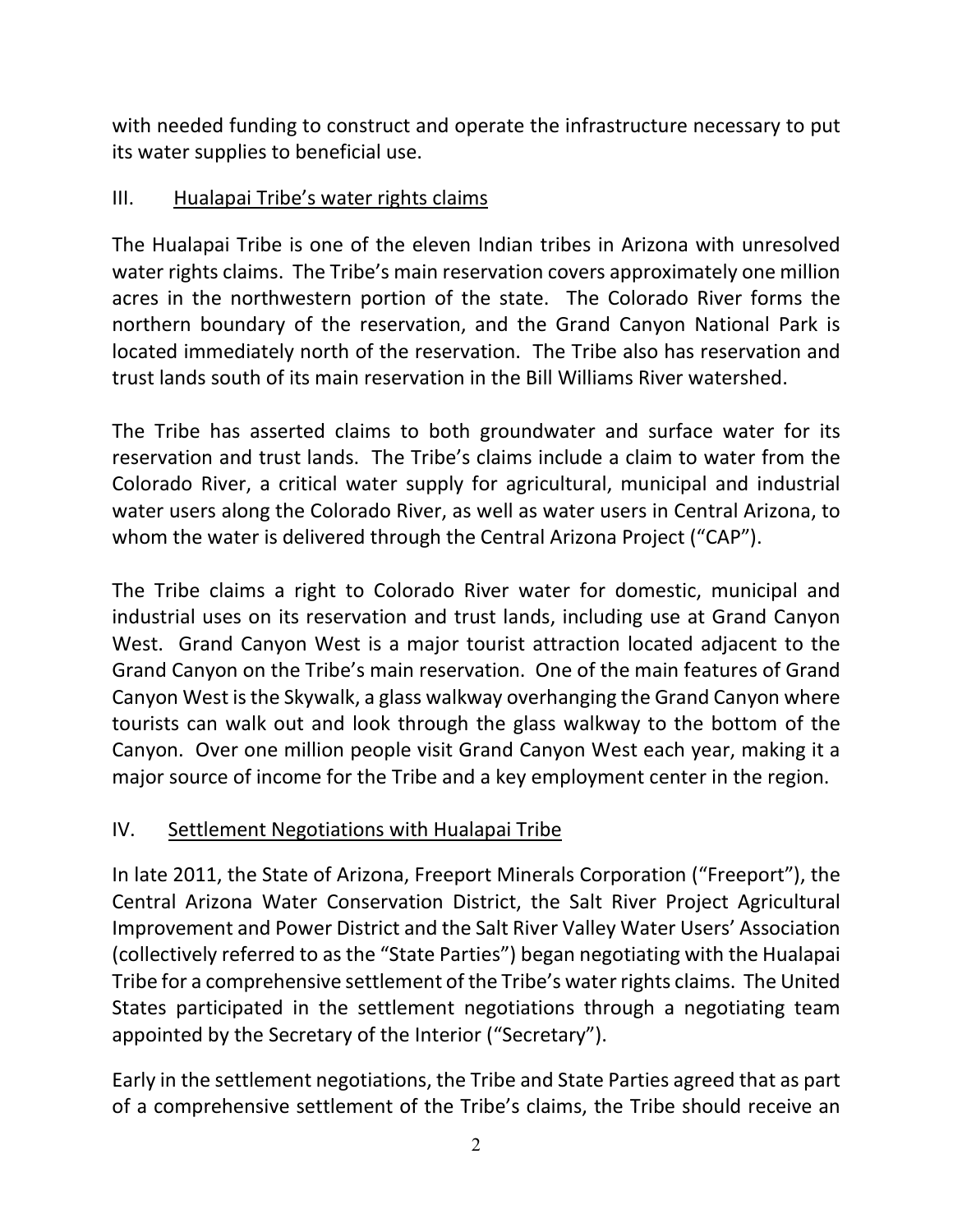with needed funding to construct and operate the infrastructure necessary to put its water supplies to beneficial use.

## III. Hualapai Tribe's water rights claims

The Hualapai Tribe is one of the eleven Indian tribes in Arizona with unresolved water rights claims. The Tribe's main reservation covers approximately one million acres in the northwestern portion of the state. The Colorado River forms the northern boundary of the reservation, and the Grand Canyon National Park is located immediately north of the reservation. The Tribe also has reservation and trust lands south of its main reservation in the Bill Williams River watershed.

The Tribe has asserted claims to both groundwater and surface water for its reservation and trust lands. The Tribe's claims include a claim to water from the Colorado River, a critical water supply for agricultural, municipal and industrial water users along the Colorado River, as well as water users in Central Arizona, to whom the water is delivered through the Central Arizona Project ("CAP").

The Tribe claims a right to Colorado River water for domestic, municipal and industrial uses on its reservation and trust lands, including use at Grand Canyon West. Grand Canyon West is a major tourist attraction located adjacent to the Grand Canyon on the Tribe's main reservation. One of the main features of Grand Canyon West is the Skywalk, a glass walkway overhanging the Grand Canyon where tourists can walk out and look through the glass walkway to the bottom of the Canyon. Over one million people visit Grand Canyon West each year, making it a major source of income for the Tribe and a key employment center in the region.

## IV. Settlement Negotiations with Hualapai Tribe

In late 2011, the State of Arizona, Freeport Minerals Corporation ("Freeport"), the Central Arizona Water Conservation District, the Salt River Project Agricultural Improvement and Power District and the Salt River Valley Water Users' Association (collectively referred to as the "State Parties") began negotiating with the Hualapai Tribe for a comprehensive settlement of the Tribe's water rights claims. The United States participated in the settlement negotiations through a negotiating team appointed by the Secretary of the Interior ("Secretary").

Early in the settlement negotiations, the Tribe and State Parties agreed that as part of a comprehensive settlement of the Tribe's claims, the Tribe should receive an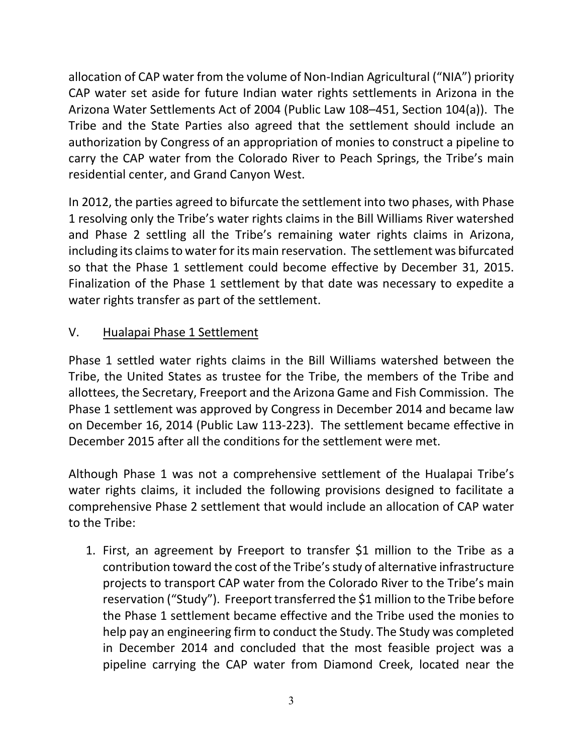allocation of CAP water from the volume of Non-Indian Agricultural ("NIA") priority CAP water set aside for future Indian water rights settlements in Arizona in the Arizona Water Settlements Act of 2004 (Public Law 108–451, Section 104(a)). The Tribe and the State Parties also agreed that the settlement should include an authorization by Congress of an appropriation of monies to construct a pipeline to carry the CAP water from the Colorado River to Peach Springs, the Tribe's main residential center, and Grand Canyon West.

In 2012, the parties agreed to bifurcate the settlement into two phases, with Phase 1 resolving only the Tribe's water rights claims in the Bill Williams River watershed and Phase 2 settling all the Tribe's remaining water rights claims in Arizona, including its claims to water for its main reservation. The settlement was bifurcated so that the Phase 1 settlement could become effective by December 31, 2015. Finalization of the Phase 1 settlement by that date was necessary to expedite a water rights transfer as part of the settlement.

## V. Hualapai Phase 1 Settlement

Phase 1 settled water rights claims in the Bill Williams watershed between the Tribe, the United States as trustee for the Tribe, the members of the Tribe and allottees, the Secretary, Freeport and the Arizona Game and Fish Commission. The Phase 1 settlement was approved by Congress in December 2014 and became law on December 16, 2014 (Public Law 113-223). The settlement became effective in December 2015 after all the conditions for the settlement were met.

Although Phase 1 was not a comprehensive settlement of the Hualapai Tribe's water rights claims, it included the following provisions designed to facilitate a comprehensive Phase 2 settlement that would include an allocation of CAP water to the Tribe:

1. First, an agreement by Freeport to transfer $1 million to the Tribe as a contribution toward the cost of the Tribe's study of alternative infrastructure projects to transport CAP water from the Colorado River to the Tribe's main reservation ("Study"). Freeport transferred the $1 million to the Tribe before the Phase 1 settlement became effective and the Tribe used the monies to help pay an engineering firm to conduct the Study. The Study was completed in December 2014 and concluded that the most feasible project was a pipeline carrying the CAP water from Diamond Creek, located near the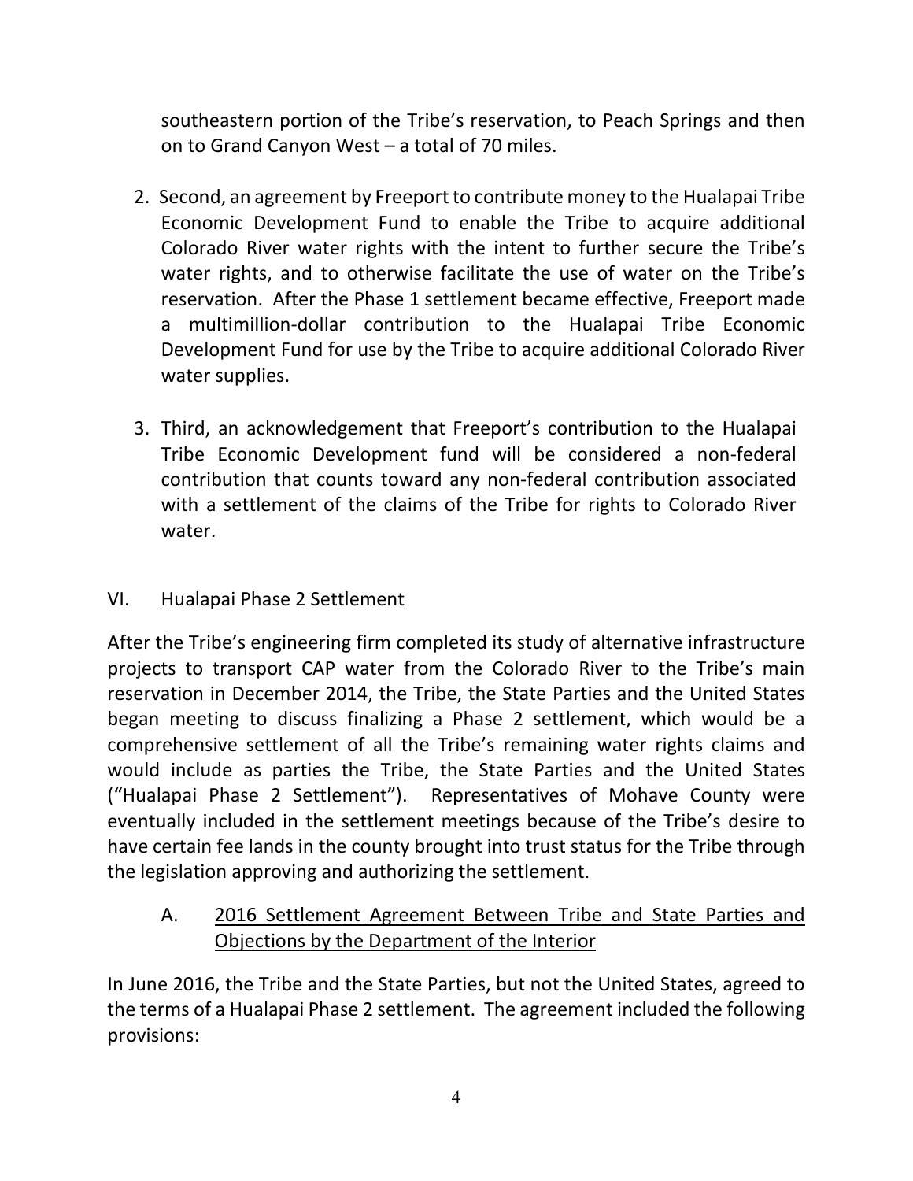southeastern portion of the Tribe's reservation, to Peach Springs and then on to Grand Canyon West – a total of 70 miles.

2. Second, an agreement by Freeport to contribute money to the Hualapai Tribe Economic Development Fund to enable the Tribe to acquire additional Colorado River water rights with the intent to further secure the Tribe's water rights, and to otherwise facilitate the use of water on the Tribe's reservation. After the Phase 1 settlement became effective, Freeport made a multimillion-dollar contribution to the Hualapai Tribe Economic Development Fund for use by the Tribe to acquire additional Colorado River water supplies.

3. Third, an acknowledgement that Freeport's contribution to the Hualapai Tribe Economic Development fund will be considered a non-federal contribution that counts toward any non-federal contribution associated with a settlement of the claims of the Tribe for rights to Colorado River water.

## VI. Hualapai Phase 2 Settlement

After the Tribe's engineering firm completed its study of alternative infrastructure projects to transport CAP water from the Colorado River to the Tribe's main reservation in December 2014, the Tribe, the State Parties and the United States began meeting to discuss finalizing a Phase 2 settlement, which would be a comprehensive settlement of all the Tribe's remaining water rights claims and would include as parties the Tribe, the State Parties and the United States ("Hualapai Phase 2 Settlement"). Representatives of Mohave County were eventually included in the settlement meetings because of the Tribe's desire to have certain fee lands in the county brought into trust status for the Tribe through the legislation approving and authorizing the settlement.

### A. 2016 Settlement Agreement Between Tribe and State Parties and Objections by the Department of the Interior

In June 2016, the Tribe and the State Parties, but not the United States, agreed to the terms of a Hualapai Phase 2 settlement. The agreement included the following provisions: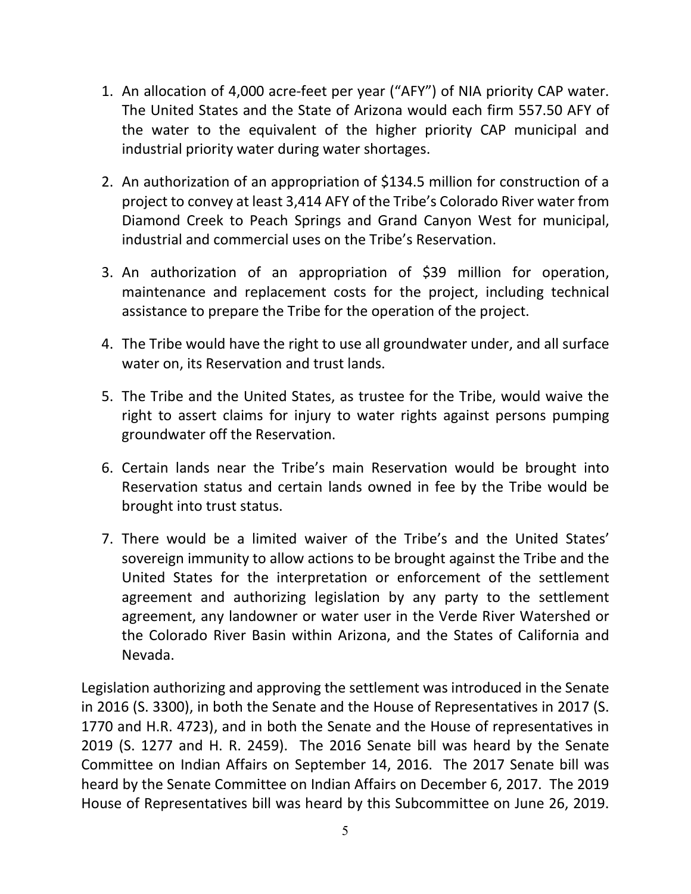1. An allocation of 4,000 acre-feet per year ("AFY") of NIA priority CAP water. The United States and the State of Arizona would each firm 557.50 AFY of the water to the equivalent of the higher priority CAP municipal and industrial priority water during water shortages.

2. An authorization of an appropriation of $134.5 million for construction of a project to convey at least 3,414 AFY of the Tribe's Colorado River water from Diamond Creek to Peach Springs and Grand Canyon West for municipal, industrial and commercial uses on the Tribe's Reservation.

3. An authorization of an appropriation of $39 million for operation, maintenance and replacement costs for the project, including technical assistance to prepare the Tribe for the operation of the project.

4. The Tribe would have the right to use all groundwater under, and all surface water on, its Reservation and trust lands.

5. The Tribe and the United States, as trustee for the Tribe, would waive the right to assert claims for injury to water rights against persons pumping groundwater off the Reservation.

6. Certain lands near the Tribe's main Reservation would be brought into Reservation status and certain lands owned in fee by the Tribe would be brought into trust status.

7. There would be a limited waiver of the Tribe's and the United States' sovereign immunity to allow actions to be brought against the Tribe and the United States for the interpretation or enforcement of the settlement agreement and authorizing legislation by any party to the settlement agreement, any landowner or water user in the Verde River Watershed or the Colorado River Basin within Arizona, and the States of California and Nevada.

Legislation authorizing and approving the settlement was introduced in the Senate in 2016 (S. 3300), in both the Senate and the House of Representatives in 2017 (S. 1770 and H.R. 4723), and in both the Senate and the House of representatives in 2019 (S. 1277 and H. R. 2459). The 2016 Senate bill was heard by the Senate Committee on Indian Affairs on September 14, 2016. The 2017 Senate bill was heard by the Senate Committee on Indian Affairs on December 6, 2017. The 2019 House of Representatives bill was heard by this Subcommittee on June 26, 2019.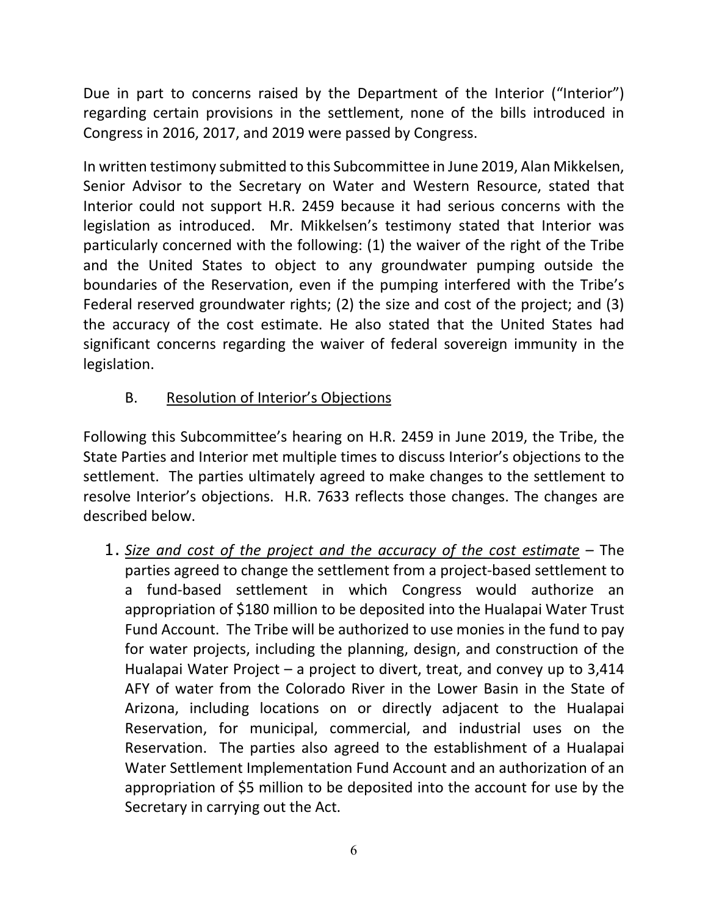Due in part to concerns raised by the Department of the Interior ("Interior") regarding certain provisions in the settlement, none of the bills introduced in Congress in 2016, 2017, and 2019 were passed by Congress.

In written testimony submitted to this Subcommittee in June 2019, Alan Mikkelsen, Senior Advisor to the Secretary on Water and Western Resource, stated that Interior could not support H.R. 2459 because it had serious concerns with the legislation as introduced. Mr. Mikkelsen's testimony stated that Interior was particularly concerned with the following: (1) the waiver of the right of the Tribe and the United States to object to any groundwater pumping outside the boundaries of the Reservation, even if the pumping interfered with the Tribe's Federal reserved groundwater rights; (2) the size and cost of the project; and (3) the accuracy of the cost estimate. He also stated that the United States had significant concerns regarding the waiver of federal sovereign immunity in the legislation.

B. <u>Resolution of Interior's Objections</u>

Following this Subcommittee's hearing on H.R. 2459 in June 2019, the Tribe, the State Parties and Interior met multiple times to discuss Interior's objections to the settlement. The parties ultimately agreed to make changes to the settlement to resolve Interior's objections. H.R. 7633 reflects those changes. The changes are described below.

1. <u>*Size and cost of the project and the accuracy of the cost estimate*</u> – The parties agreed to change the settlement from a project-based settlement to a fund-based settlement in which Congress would authorize an appropriation of $180 million to be deposited into the Hualapai Water Trust Fund Account. The Tribe will be authorized to use monies in the fund to pay for water projects, including the planning, design, and construction of the Hualapai Water Project – a project to divert, treat, and convey up to 3,414 AFY of water from the Colorado River in the Lower Basin in the State of Arizona, including locations on or directly adjacent to the Hualapai Reservation, for municipal, commercial, and industrial uses on the Reservation. The parties also agreed to the establishment of a Hualapai Water Settlement Implementation Fund Account and an authorization of an appropriation of $5 million to be deposited into the account for use by the Secretary in carrying out the Act.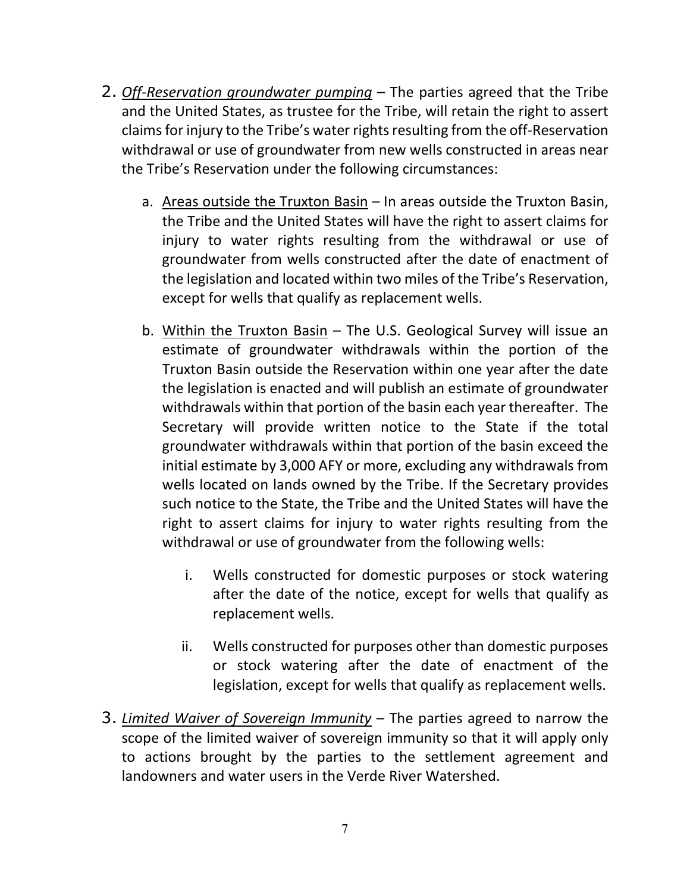2. *Off-Reservation groundwater pumping* – The parties agreed that the Tribe and the United States, as trustee for the Tribe, will retain the right to assert claims for injury to the Tribe's water rights resulting from the off-Reservation withdrawal or use of groundwater from new wells constructed in areas near the Tribe's Reservation under the following circumstances:

   a. Areas outside the Truxton Basin – In areas outside the Truxton Basin, the Tribe and the United States will have the right to assert claims for injury to water rights resulting from the withdrawal or use of groundwater from wells constructed after the date of enactment of the legislation and located within two miles of the Tribe's Reservation, except for wells that qualify as replacement wells.

   b. Within the Truxton Basin – The U.S. Geological Survey will issue an estimate of groundwater withdrawals within the portion of the Truxton Basin outside the Reservation within one year after the date the legislation is enacted and will publish an estimate of groundwater withdrawals within that portion of the basin each year thereafter. The Secretary will provide written notice to the State if the total groundwater withdrawals within that portion of the basin exceed the initial estimate by 3,000 AFY or more, excluding any withdrawals from wells located on lands owned by the Tribe. If the Secretary provides such notice to the State, the Tribe and the United States will have the right to assert claims for injury to water rights resulting from the withdrawal or use of groundwater from the following wells:

      i. Wells constructed for domestic purposes or stock watering after the date of the notice, except for wells that qualify as replacement wells.

      ii. Wells constructed for purposes other than domestic purposes or stock watering after the date of enactment of the legislation, except for wells that qualify as replacement wells.

3. *Limited Waiver of Sovereign Immunity* – The parties agreed to narrow the scope of the limited waiver of sovereign immunity so that it will apply only to actions brought by the parties to the settlement agreement and landowners and water users in the Verde River Watershed.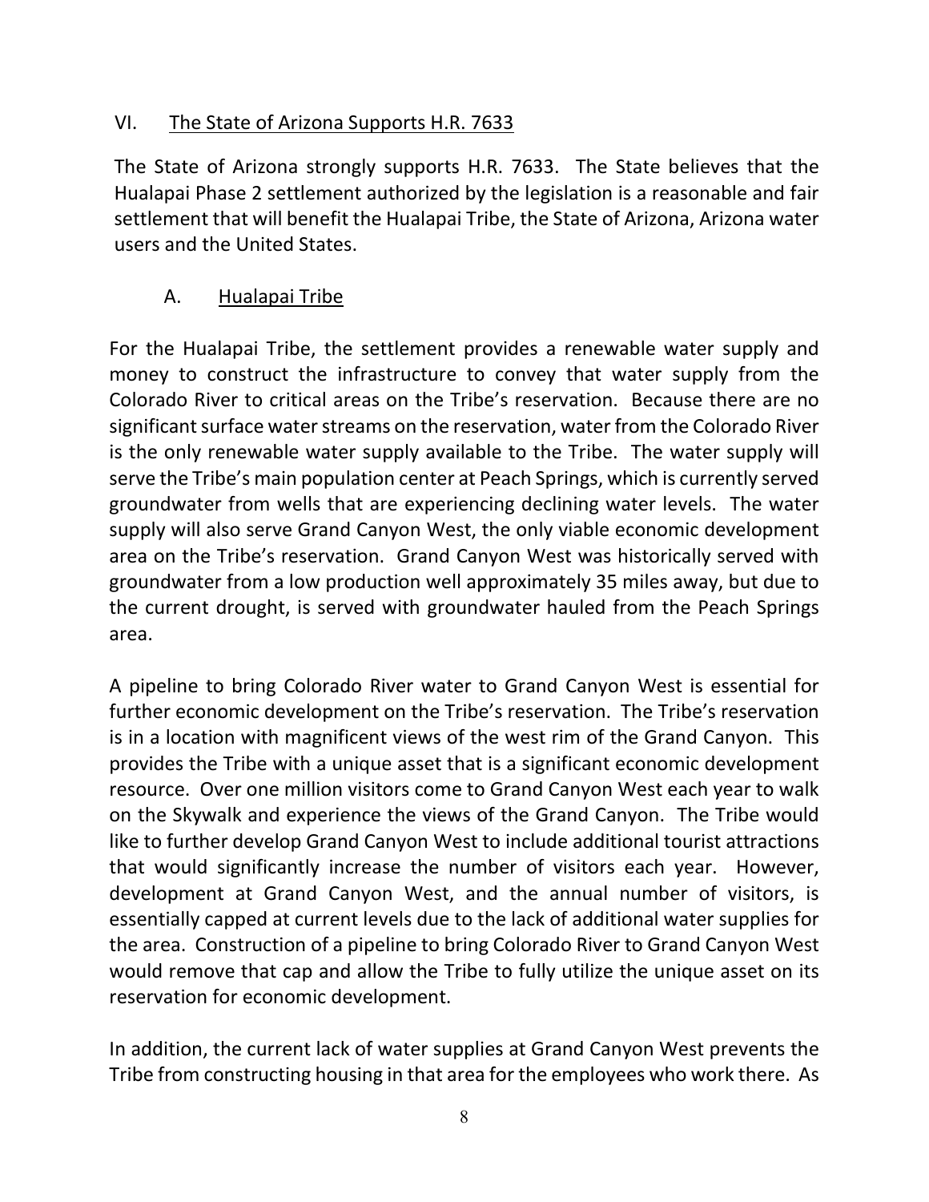## VI. The State of Arizona Supports H.R. 7633

The State of Arizona strongly supports H.R. 7633. The State believes that the Hualapai Phase 2 settlement authorized by the legislation is a reasonable and fair settlement that will benefit the Hualapai Tribe, the State of Arizona, Arizona water users and the United States.

### A. Hualapai Tribe

For the Hualapai Tribe, the settlement provides a renewable water supply and money to construct the infrastructure to convey that water supply from the Colorado River to critical areas on the Tribe's reservation. Because there are no significant surface water streams on the reservation, water from the Colorado River is the only renewable water supply available to the Tribe. The water supply will serve the Tribe's main population center at Peach Springs, which is currently served groundwater from wells that are experiencing declining water levels. The water supply will also serve Grand Canyon West, the only viable economic development area on the Tribe's reservation. Grand Canyon West was historically served with groundwater from a low production well approximately 35 miles away, but due to the current drought, is served with groundwater hauled from the Peach Springs area.

A pipeline to bring Colorado River water to Grand Canyon West is essential for further economic development on the Tribe's reservation. The Tribe's reservation is in a location with magnificent views of the west rim of the Grand Canyon. This provides the Tribe with a unique asset that is a significant economic development resource. Over one million visitors come to Grand Canyon West each year to walk on the Skywalk and experience the views of the Grand Canyon. The Tribe would like to further develop Grand Canyon West to include additional tourist attractions that would significantly increase the number of visitors each year. However, development at Grand Canyon West, and the annual number of visitors, is essentially capped at current levels due to the lack of additional water supplies for the area. Construction of a pipeline to bring Colorado River to Grand Canyon West would remove that cap and allow the Tribe to fully utilize the unique asset on its reservation for economic development.

In addition, the current lack of water supplies at Grand Canyon West prevents the Tribe from constructing housing in that area for the employees who work there. As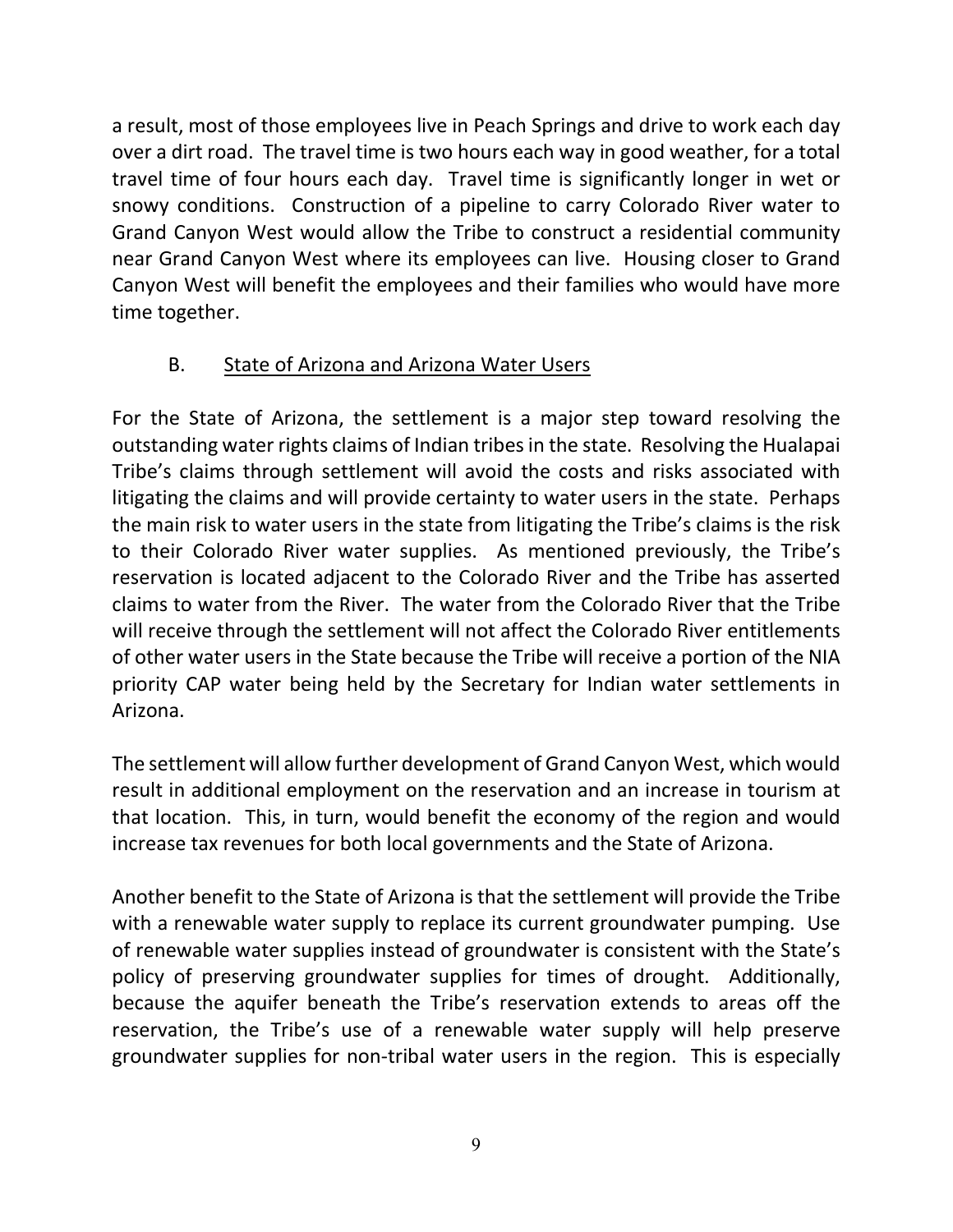a result, most of those employees live in Peach Springs and drive to work each day over a dirt road. The travel time is two hours each way in good weather, for a total travel time of four hours each day. Travel time is significantly longer in wet or snowy conditions. Construction of a pipeline to carry Colorado River water to Grand Canyon West would allow the Tribe to construct a residential community near Grand Canyon West where its employees can live. Housing closer to Grand Canyon West will benefit the employees and their families who would have more time together.

### B. State of Arizona and Arizona Water Users

For the State of Arizona, the settlement is a major step toward resolving the outstanding water rights claims of Indian tribes in the state. Resolving the Hualapai Tribe's claims through settlement will avoid the costs and risks associated with litigating the claims and will provide certainty to water users in the state. Perhaps the main risk to water users in the state from litigating the Tribe's claims is the risk to their Colorado River water supplies. As mentioned previously, the Tribe's reservation is located adjacent to the Colorado River and the Tribe has asserted claims to water from the River. The water from the Colorado River that the Tribe will receive through the settlement will not affect the Colorado River entitlements of other water users in the State because the Tribe will receive a portion of the NIA priority CAP water being held by the Secretary for Indian water settlements in Arizona.

The settlement will allow further development of Grand Canyon West, which would result in additional employment on the reservation and an increase in tourism at that location. This, in turn, would benefit the economy of the region and would increase tax revenues for both local governments and the State of Arizona.

Another benefit to the State of Arizona is that the settlement will provide the Tribe with a renewable water supply to replace its current groundwater pumping. Use of renewable water supplies instead of groundwater is consistent with the State's policy of preserving groundwater supplies for times of drought. Additionally, because the aquifer beneath the Tribe's reservation extends to areas off the reservation, the Tribe's use of a renewable water supply will help preserve groundwater supplies for non-tribal water users in the region. This is especially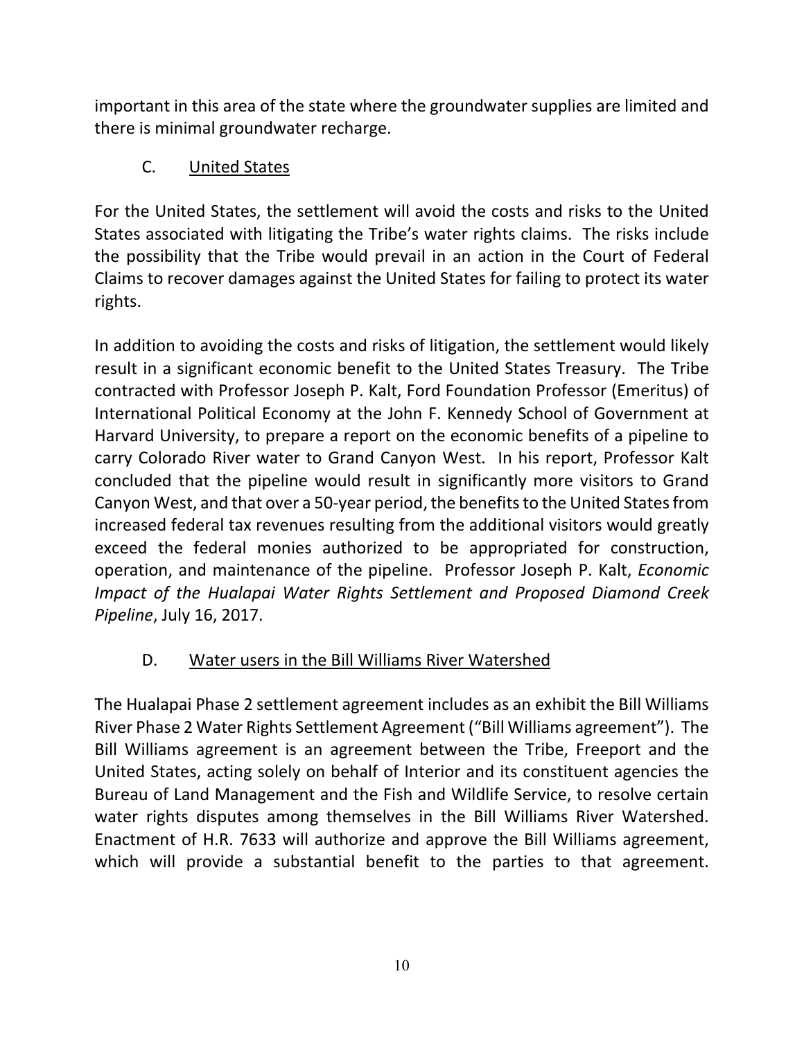important in this area of the state where the groundwater supplies are limited and there is minimal groundwater recharge.

### C. United States

For the United States, the settlement will avoid the costs and risks to the United States associated with litigating the Tribe's water rights claims. The risks include the possibility that the Tribe would prevail in an action in the Court of Federal Claims to recover damages against the United States for failing to protect its water rights.

In addition to avoiding the costs and risks of litigation, the settlement would likely result in a significant economic benefit to the United States Treasury. The Tribe contracted with Professor Joseph P. Kalt, Ford Foundation Professor (Emeritus) of International Political Economy at the John F. Kennedy School of Government at Harvard University, to prepare a report on the economic benefits of a pipeline to carry Colorado River water to Grand Canyon West. In his report, Professor Kalt concluded that the pipeline would result in significantly more visitors to Grand Canyon West, and that over a 50-year period, the benefits to the United States from increased federal tax revenues resulting from the additional visitors would greatly exceed the federal monies authorized to be appropriated for construction, operation, and maintenance of the pipeline. Professor Joseph P. Kalt, *Economic Impact of the Hualapai Water Rights Settlement and Proposed Diamond Creek Pipeline*, July 16, 2017.

### D. Water users in the Bill Williams River Watershed

The Hualapai Phase 2 settlement agreement includes as an exhibit the Bill Williams River Phase 2 Water Rights Settlement Agreement ("Bill Williams agreement"). The Bill Williams agreement is an agreement between the Tribe, Freeport and the United States, acting solely on behalf of Interior and its constituent agencies the Bureau of Land Management and the Fish and Wildlife Service, to resolve certain water rights disputes among themselves in the Bill Williams River Watershed. Enactment of H.R. 7633 will authorize and approve the Bill Williams agreement, which will provide a substantial benefit to the parties to that agreement.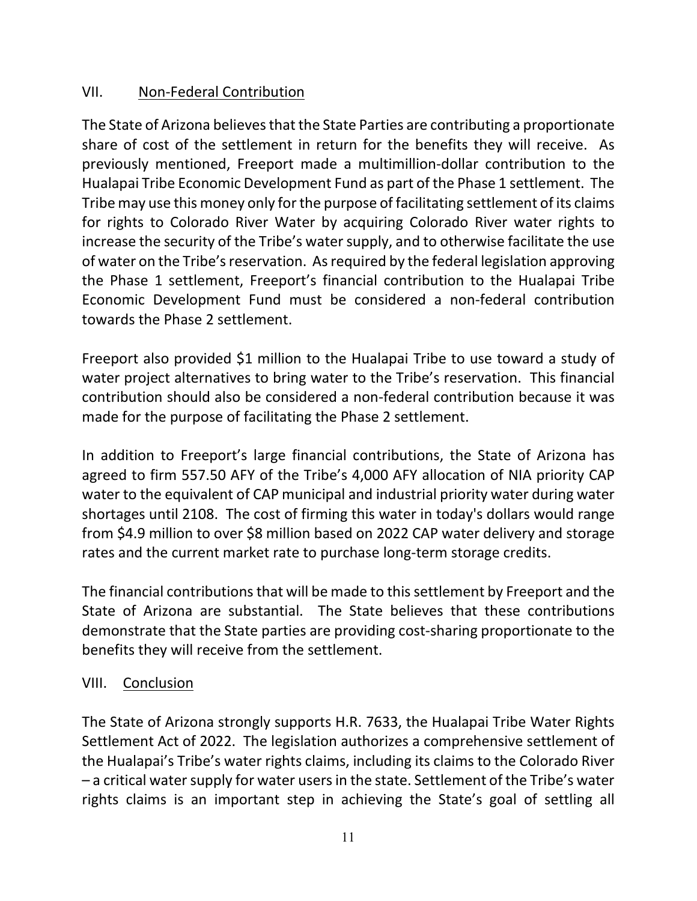## VII. Non-Federal Contribution

The State of Arizona believes that the State Parties are contributing a proportionate share of cost of the settlement in return for the benefits they will receive. As previously mentioned, Freeport made a multimillion-dollar contribution to the Hualapai Tribe Economic Development Fund as part of the Phase 1 settlement. The Tribe may use this money only for the purpose of facilitating settlement of its claims for rights to Colorado River Water by acquiring Colorado River water rights to increase the security of the Tribe's water supply, and to otherwise facilitate the use of water on the Tribe's reservation. As required by the federal legislation approving the Phase 1 settlement, Freeport's financial contribution to the Hualapai Tribe Economic Development Fund must be considered a non-federal contribution towards the Phase 2 settlement.

Freeport also provided $1 million to the Hualapai Tribe to use toward a study of water project alternatives to bring water to the Tribe's reservation. This financial contribution should also be considered a non-federal contribution because it was made for the purpose of facilitating the Phase 2 settlement.

In addition to Freeport's large financial contributions, the State of Arizona has agreed to firm 557.50 AFY of the Tribe's 4,000 AFY allocation of NIA priority CAP water to the equivalent of CAP municipal and industrial priority water during water shortages until 2108. The cost of firming this water in today's dollars would range from $4.9 million to over $8 million based on 2022 CAP water delivery and storage rates and the current market rate to purchase long-term storage credits.

The financial contributions that will be made to this settlement by Freeport and the State of Arizona are substantial. The State believes that these contributions demonstrate that the State parties are providing cost-sharing proportionate to the benefits they will receive from the settlement.

## VIII. Conclusion

The State of Arizona strongly supports H.R. 7633, the Hualapai Tribe Water Rights Settlement Act of 2022. The legislation authorizes a comprehensive settlement of the Hualapai's Tribe's water rights claims, including its claims to the Colorado River – a critical water supply for water users in the state. Settlement of the Tribe's water rights claims is an important step in achieving the State's goal of settling all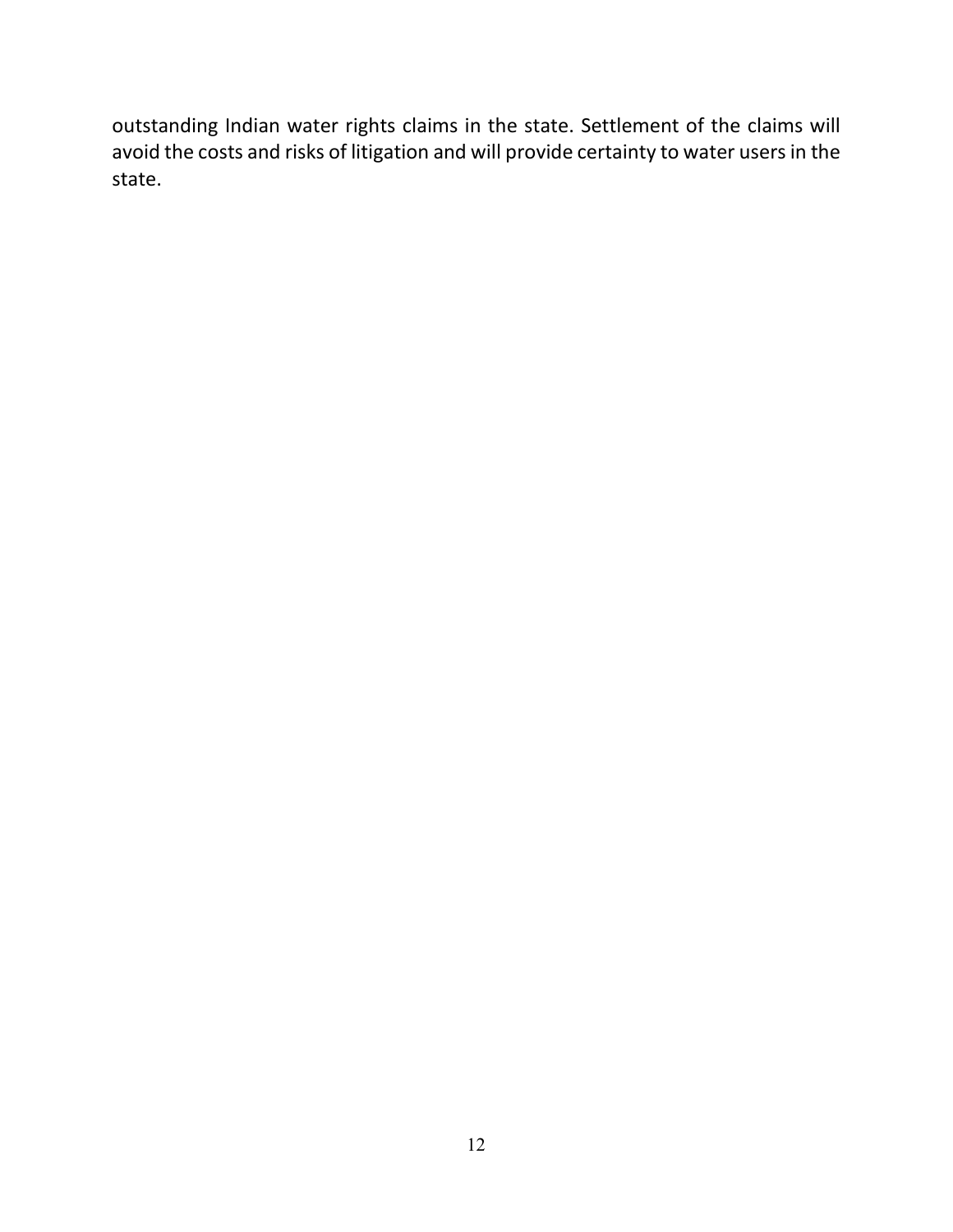outstanding Indian water rights claims in the state. Settlement of the claims will avoid the costs and risks of litigation and will provide certainty to water users in the state.